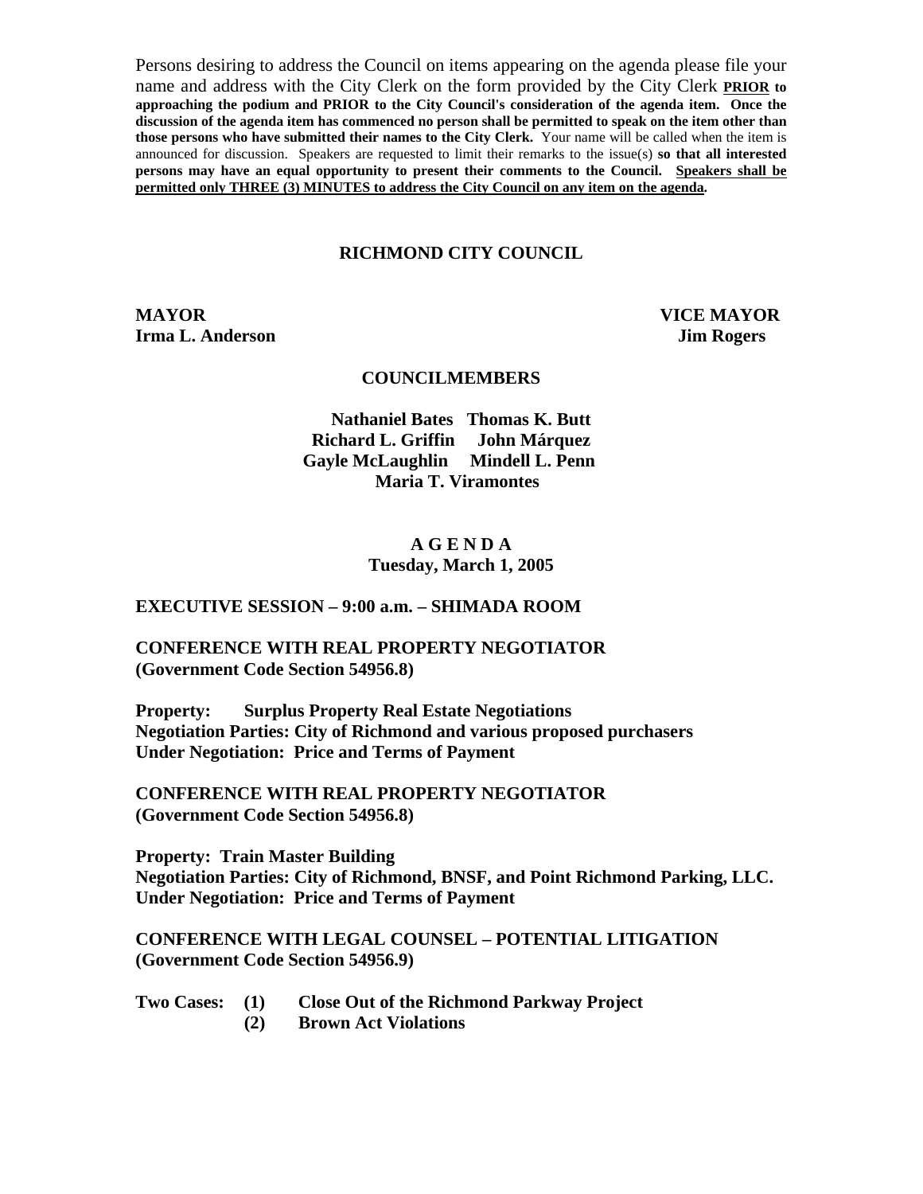Persons desiring to address the Council on items appearing on the agenda please file your name and address with the City Clerk on the form provided by the City Clerk **PRIOR to approaching the podium and PRIOR to the City Council's consideration of the agenda item. Once the discussion of the agenda item has commenced no person shall be permitted to speak on the item other than those persons who have submitted their names to the City Clerk.** Your name will be called when the item is announced for discussion. Speakers are requested to limit their remarks to the issue(s) **so that all interested persons may have an equal opportunity to present their comments to the Council. Speakers shall be permitted only THREE (3) MINUTES to address the City Council on any item on the agenda.**

# RICHMOND CITY COUNCIL

**MAYOR**
**Irma L. Anderson**

**VICE MAYOR**
**Jim Rogers**

## COUNCILMEMBERS

**Nathaniel Bates   Thomas K. Butt**
**Richard L. Griffin   John Márquez**
**Gayle McLaughlin   Mindell L. Penn**
**Maria T. Viramontes**

## A G E N D A
**Tuesday, March 1, 2005**

**EXECUTIVE SESSION – 9:00 a.m. – SHIMADA ROOM**

**CONFERENCE WITH REAL PROPERTY NEGOTIATOR**
**(Government Code Section 54956.8)**

**Property: Surplus Property Real Estate Negotiations**
**Negotiation Parties: City of Richmond and various proposed purchasers**
**Under Negotiation: Price and Terms of Payment**

**CONFERENCE WITH REAL PROPERTY NEGOTIATOR**
**(Government Code Section 54956.8)**

**Property: Train Master Building**
**Negotiation Parties: City of Richmond, BNSF, and Point Richmond Parking, LLC.**
**Under Negotiation: Price and Terms of Payment**

**CONFERENCE WITH LEGAL COUNSEL – POTENTIAL LITIGATION**
**(Government Code Section 54956.9)**

**Two Cases: (1) Close Out of the Richmond Parkway Project**
**(2) Brown Act Violations**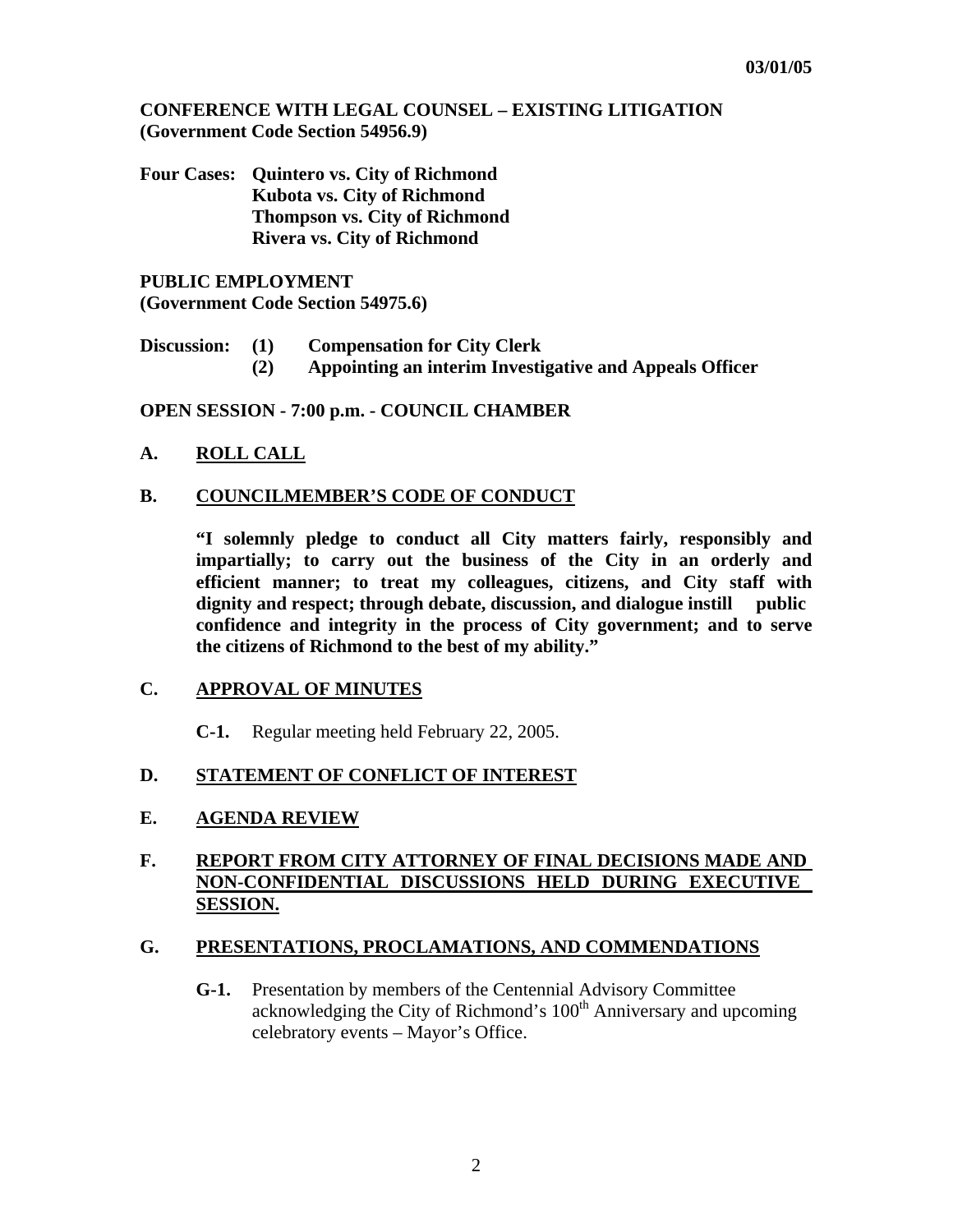**CONFERENCE WITH LEGAL COUNSEL – EXISTING LITIGATION (Government Code Section 54956.9)**

**Four Cases:** **Quintero vs. City of Richmond**
**Kubota vs. City of Richmond**
**Thompson vs. City of Richmond**
**Rivera vs. City of Richmond**

**PUBLIC EMPLOYMENT**
**(Government Code Section 54975.6)**

**Discussion:** **(1) Compensation for City Clerk**
**(2) Appointing an interim Investigative and Appeals Officer**

**OPEN SESSION - 7:00 p.m. - COUNCIL CHAMBER**

## A. ROLL CALL

## B. COUNCILMEMBER'S CODE OF CONDUCT

**"I solemnly pledge to conduct all City matters fairly, responsibly and impartially; to carry out the business of the City in an orderly and efficient manner; to treat my colleagues, citizens, and City staff with dignity and respect; through debate, discussion, and dialogue instill public confidence and integrity in the process of City government; and to serve the citizens of Richmond to the best of my ability."**

## C. APPROVAL OF MINUTES

**C-1.** Regular meeting held February 22, 2005.

## D. STATEMENT OF CONFLICT OF INTEREST

## E. AGENDA REVIEW

## F. REPORT FROM CITY ATTORNEY OF FINAL DECISIONS MADE AND NON-CONFIDENTIAL DISCUSSIONS HELD DURING EXECUTIVE SESSION.

## G. PRESENTATIONS, PROCLAMATIONS, AND COMMENDATIONS

**G-1.** Presentation by members of the Centennial Advisory Committee acknowledging the City of Richmond's 100th Anniversary and upcoming celebratory events – Mayor's Office.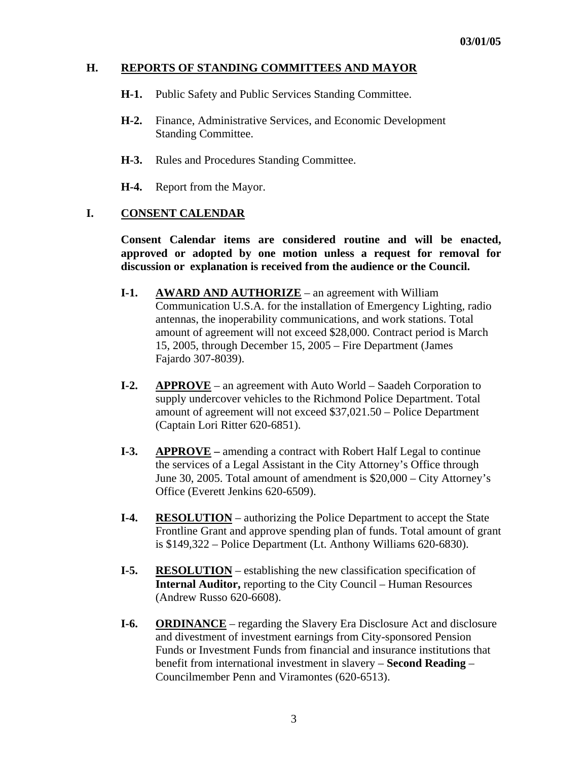03/01/05

## H. REPORTS OF STANDING COMMITTEES AND MAYOR

**H-1.** Public Safety and Public Services Standing Committee.

**H-2.** Finance, Administrative Services, and Economic Development Standing Committee.

**H-3.** Rules and Procedures Standing Committee.

**H-4.** Report from the Mayor.

## I. CONSENT CALENDAR

**Consent Calendar items are considered routine and will be enacted, approved or adopted by one motion unless a request for removal for discussion or explanation is received from the audience or the Council.**

**I-1.** **AWARD AND AUTHORIZE** – an agreement with William Communication U.S.A. for the installation of Emergency Lighting, radio antennas, the inoperability communications, and work stations. Total amount of agreement will not exceed $28,000. Contract period is March 15, 2005, through December 15, 2005 – Fire Department (James Fajardo 307-8039).

**I-2.** **APPROVE** – an agreement with Auto World – Saadeh Corporation to supply undercover vehicles to the Richmond Police Department. Total amount of agreement will not exceed $37,021.50 – Police Department (Captain Lori Ritter 620-6851).

**I-3.** **APPROVE –** amending a contract with Robert Half Legal to continue the services of a Legal Assistant in the City Attorney's Office through June 30, 2005. Total amount of amendment is $20,000 – City Attorney's Office (Everett Jenkins 620-6509).

**I-4.** **RESOLUTION** – authorizing the Police Department to accept the State Frontline Grant and approve spending plan of funds. Total amount of grant is $149,322 – Police Department (Lt. Anthony Williams 620-6830).

**I-5.** **RESOLUTION** – establishing the new classification specification of **Internal Auditor,** reporting to the City Council – Human Resources (Andrew Russo 620-6608).

**I-6.** **ORDINANCE** – regarding the Slavery Era Disclosure Act and disclosure and divestment of investment earnings from City-sponsored Pension Funds or Investment Funds from financial and insurance institutions that benefit from international investment in slavery – **Second Reading** – Councilmember Penn and Viramontes (620-6513).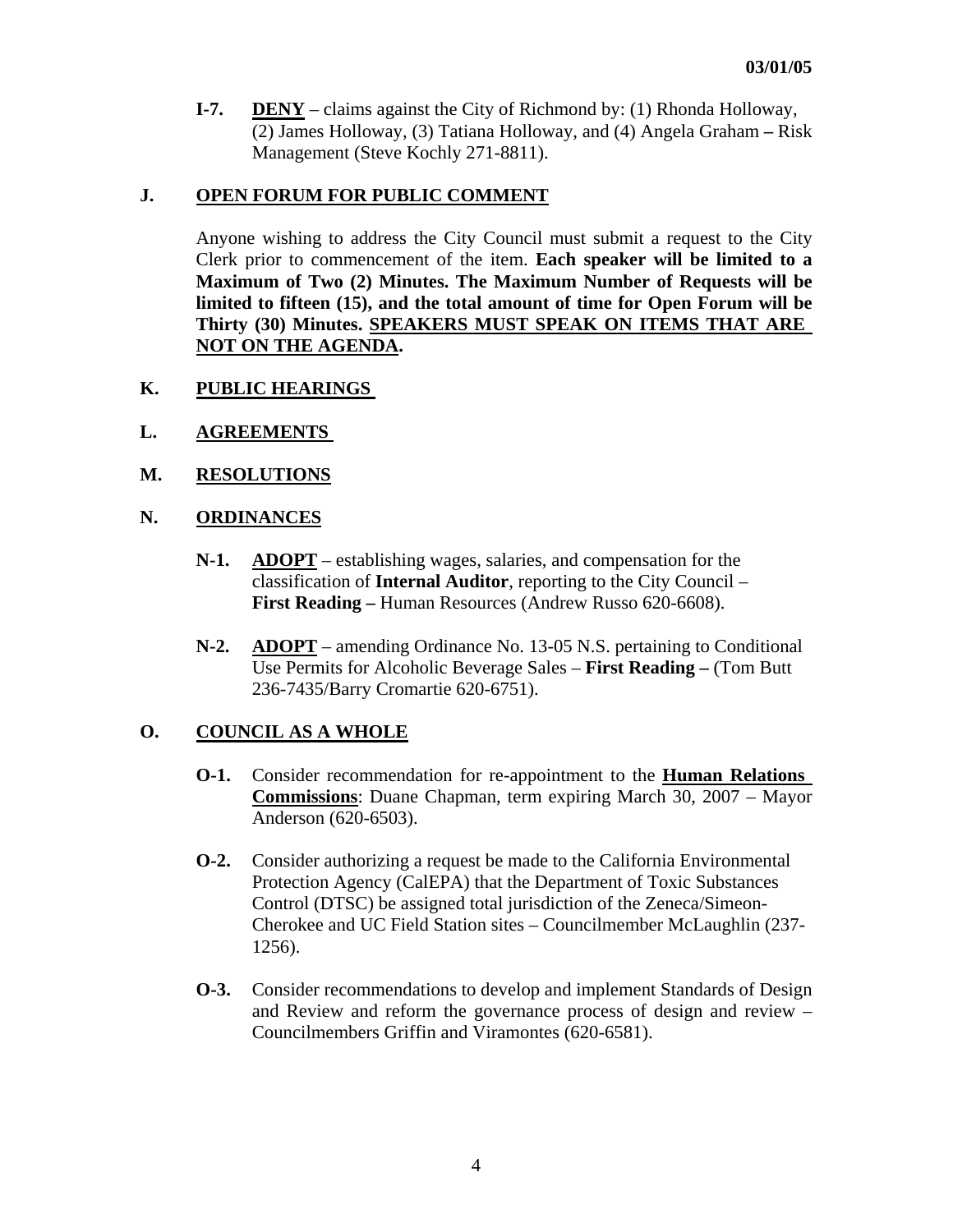**I-7.** **DENY** – claims against the City of Richmond by: (1) Rhonda Holloway, (2) James Holloway, (3) Tatiana Holloway, and (4) Angela Graham **–** Risk Management (Steve Kochly 271-8811).

## J. OPEN FORUM FOR PUBLIC COMMENT

Anyone wishing to address the City Council must submit a request to the City Clerk prior to commencement of the item. **Each speaker will be limited to a Maximum of Two (2) Minutes. The Maximum Number of Requests will be limited to fifteen (15), and the total amount of time for Open Forum will be Thirty (30) Minutes. SPEAKERS MUST SPEAK ON ITEMS THAT ARE NOT ON THE AGENDA.**

## K. PUBLIC HEARINGS

## L. AGREEMENTS

## M. RESOLUTIONS

## N. ORDINANCES

**N-1.** **ADOPT** – establishing wages, salaries, and compensation for the classification of **Internal Auditor**, reporting to the City Council – **First Reading –** Human Resources (Andrew Russo 620-6608).

**N-2.** **ADOPT** – amending Ordinance No. 13-05 N.S. pertaining to Conditional Use Permits for Alcoholic Beverage Sales – **First Reading –** (Tom Butt 236-7435/Barry Cromartie 620-6751).

## O. COUNCIL AS A WHOLE

**O-1.** Consider recommendation for re-appointment to the **Human Relations Commissions**: Duane Chapman, term expiring March 30, 2007 – Mayor Anderson (620-6503).

**O-2.** Consider authorizing a request be made to the California Environmental Protection Agency (CalEPA) that the Department of Toxic Substances Control (DTSC) be assigned total jurisdiction of the Zeneca/Simeon-Cherokee and UC Field Station sites – Councilmember McLaughlin (237-1256).

**O-3.** Consider recommendations to develop and implement Standards of Design and Review and reform the governance process of design and review – Councilmembers Griffin and Viramontes (620-6581).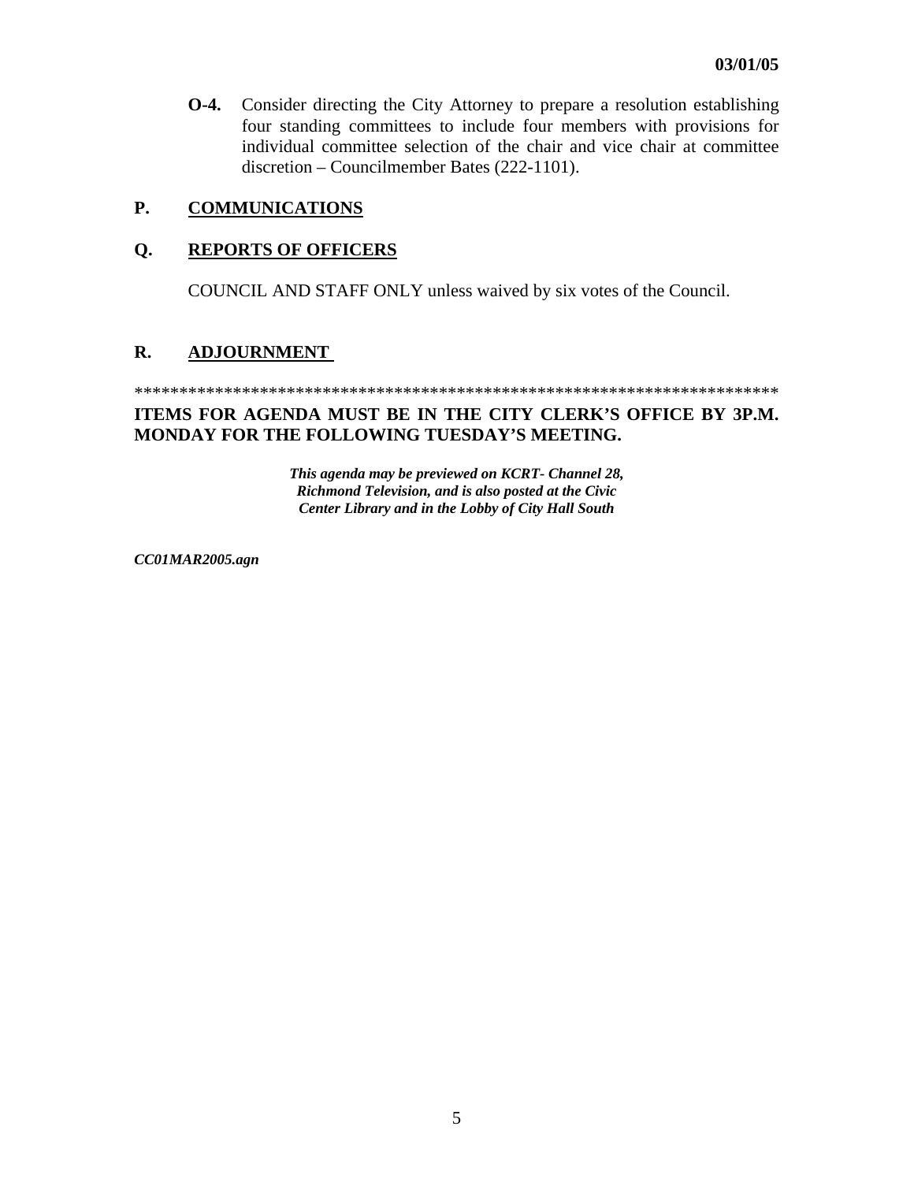**O-4.** Consider directing the City Attorney to prepare a resolution establishing four standing committees to include four members with provisions for individual committee selection of the chair and vice chair at committee discretion – Councilmember Bates (222-1101).

## P. COMMUNICATIONS

## Q. REPORTS OF OFFICERS

COUNCIL AND STAFF ONLY unless waived by six votes of the Council.

## R. ADJOURNMENT

************************************************************************

**ITEMS FOR AGENDA MUST BE IN THE CITY CLERK'S OFFICE BY 3P.M. MONDAY FOR THE FOLLOWING TUESDAY'S MEETING.**

***This agenda may be previewed on KCRT- Channel 28, Richmond Television, and is also posted at the Civic Center Library and in the Lobby of City Hall South***

***CC01MAR2005.agn***